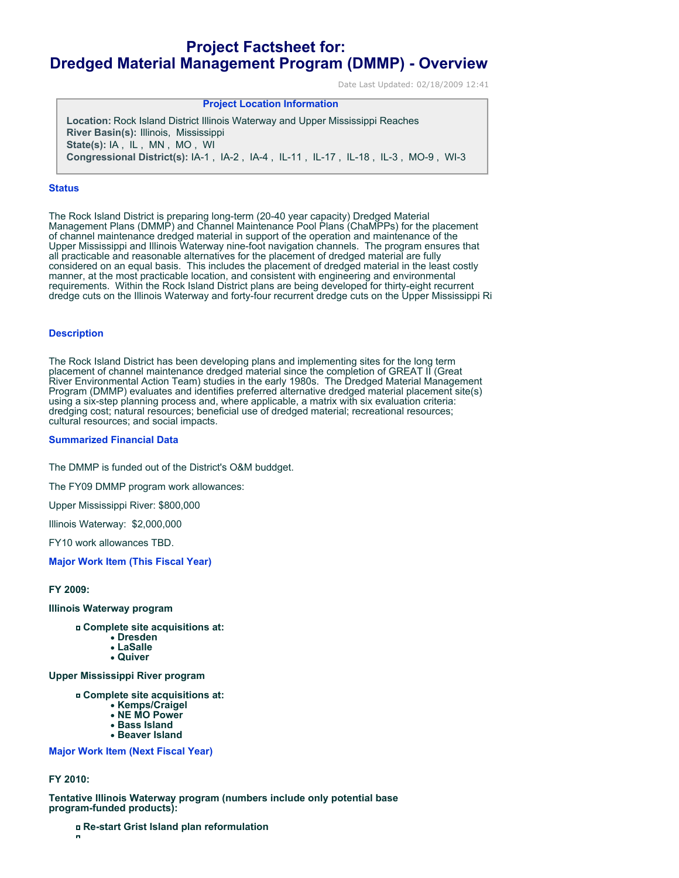# Project Factsheet for: Dredged Material Management Program (DMMP) - Overview

Date Last Updated: 02/18/2009 12:41

**Project Location Information**

**Location:** Rock Island District Illinois Waterway and Upper Mississippi Reaches
**River Basin(s):** Illinois, Mississippi
**State(s):** IA , IL , MN , MO , WI
**Congressional District(s):** IA-1 , IA-2 , IA-4 , IL-11 , IL-17 , IL-18 , IL-3 , MO-9 , WI-3

## Status

The Rock Island District is preparing long-term (20-40 year capacity) Dredged Material Management Plans (DMMP) and Channel Maintenance Pool Plans (ChaMPPs) for the placement of channel maintenance dredged material in support of the operation and maintenance of the Upper Mississippi and Illinois Waterway nine-foot navigation channels. The program ensures that all practicable and reasonable alternatives for the placement of dredged material are fully considered on an equal basis. This includes the placement of dredged material in the least costly manner, at the most practicable location, and consistent with engineering and environmental requirements. Within the Rock Island District plans are being developed for thirty-eight recurrent dredge cuts on the Illinois Waterway and forty-four recurrent dredge cuts on the Upper Mississippi Ri

## Description

The Rock Island District has been developing plans and implementing sites for the long term placement of channel maintenance dredged material since the completion of GREAT II (Great River Environmental Action Team) studies in the early 1980s. The Dredged Material Management Program (DMMP) evaluates and identifies preferred alternative dredged material placement site(s) using a six-step planning process and, where applicable, a matrix with six evaluation criteria: dredging cost; natural resources; beneficial use of dredged material; recreational resources; cultural resources; and social impacts.

## Summarized Financial Data

The DMMP is funded out of the District's O&M buddget.

The FY09 DMMP program work allowances:

Upper Mississippi River: $800,000

Illinois Waterway: $2,000,000

FY10 work allowances TBD.

## Major Work Item (This Fiscal Year)

**FY 2009:**

**Illinois Waterway program**

- **Complete site acquisitions at:**
  - **Dresden**
  - **LaSalle**
  - **Quiver**

**Upper Mississippi River program**

- **Complete site acquisitions at:**
  - **Kemps/Craigel**
  - **NE MO Power**
  - **Bass Island**
  - **Beaver Island**

## Major Work Item (Next Fiscal Year)

**FY 2010:**

**Tentative Illinois Waterway program (numbers include only potential base program-funded products):**

- **Re-start Grist Island plan reformulation**
-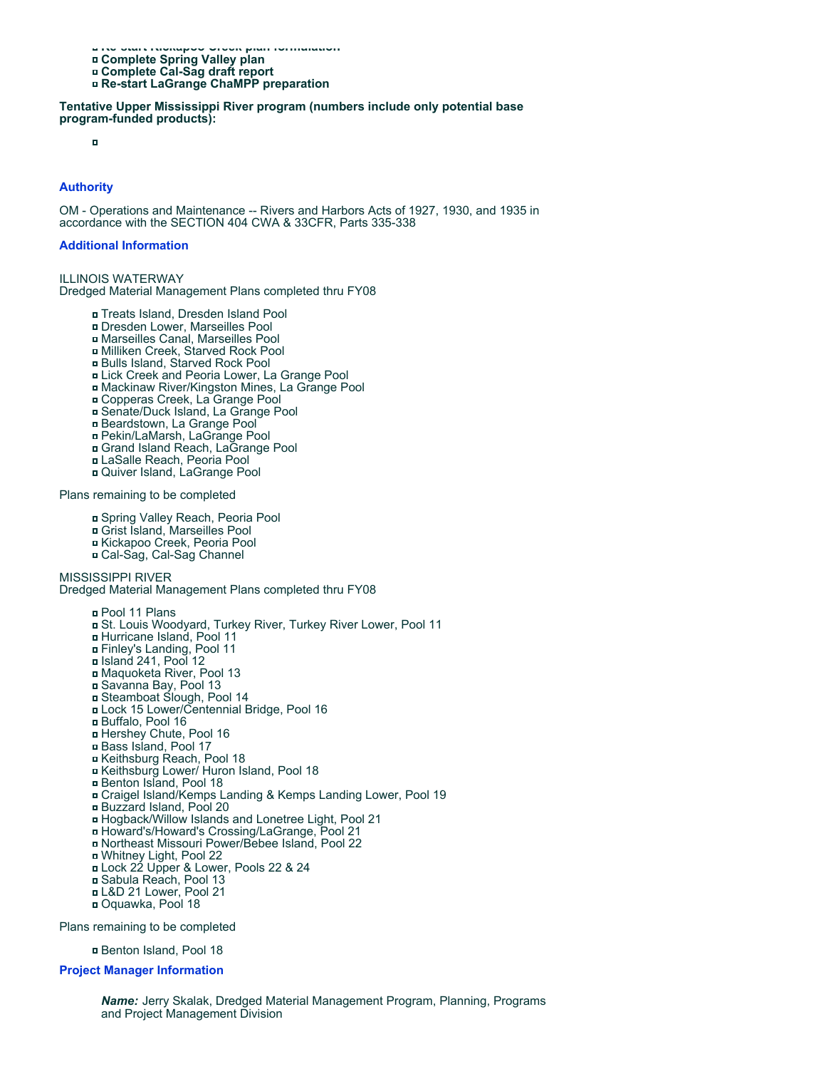- **Re-start Kickapoo Creek plan formulation**
- **Complete Spring Valley plan**
- **Complete Cal-Sag draft report**
- **Re-start LaGrange ChaMPP preparation**

**Tentative Upper Mississippi River program (numbers include only potential base program-funded products):**

- 

### Authority

OM - Operations and Maintenance -- Rivers and Harbors Acts of 1927, 1930, and 1935 in accordance with the SECTION 404 CWA & 33CFR, Parts 335-338

### Additional Information

ILLINOIS WATERWAY
Dredged Material Management Plans completed thru FY08

- Treats Island, Dresden Island Pool
- Dresden Lower, Marseilles Pool
- Marseilles Canal, Marseilles Pool
- Milliken Creek, Starved Rock Pool
- Bulls Island, Starved Rock Pool
- Lick Creek and Peoria Lower, La Grange Pool
- Mackinaw River/Kingston Mines, La Grange Pool
- Copperas Creek, La Grange Pool
- Senate/Duck Island, La Grange Pool
- Beardstown, La Grange Pool
- Pekin/LaMarsh, LaGrange Pool
- Grand Island Reach, LaGrange Pool
- LaSalle Reach, Peoria Pool
- Quiver Island, LaGrange Pool

Plans remaining to be completed

- Spring Valley Reach, Peoria Pool
- Grist Island, Marseilles Pool
- Kickapoo Creek, Peoria Pool
- Cal-Sag, Cal-Sag Channel

MISSISSIPPI RIVER
Dredged Material Management Plans completed thru FY08

- Pool 11 Plans
- St. Louis Woodyard, Turkey River, Turkey River Lower, Pool 11
- Hurricane Island, Pool 11
- Finley's Landing, Pool 11
- Island 241, Pool 12
- Maquoketa River, Pool 13
- Savanna Bay, Pool 13
- Steamboat Slough, Pool 14
- Lock 15 Lower/Centennial Bridge, Pool 16
- Buffalo, Pool 16
- Hershey Chute, Pool 16
- Bass Island, Pool 17
- Keithsburg Reach, Pool 18
- Keithsburg Lower/ Huron Island, Pool 18
- Benton Island, Pool 18
- Craigel Island/Kemps Landing & Kemps Landing Lower, Pool 19
- Buzzard Island, Pool 20
- Hogback/Willow Islands and Lonetree Light, Pool 21
- Howard's/Howard's Crossing/LaGrange, Pool 21
- Northeast Missouri Power/Bebee Island, Pool 22
- Whitney Light, Pool 22
- Lock 22 Upper & Lower, Pools 22 & 24
- Sabula Reach, Pool 13
- L&D 21 Lower, Pool 21
- Oquawka, Pool 18

Plans remaining to be completed

- Benton Island, Pool 18

### Project Manager Information

***Name:*** Jerry Skalak, Dredged Material Management Program, Planning, Programs and Project Management Division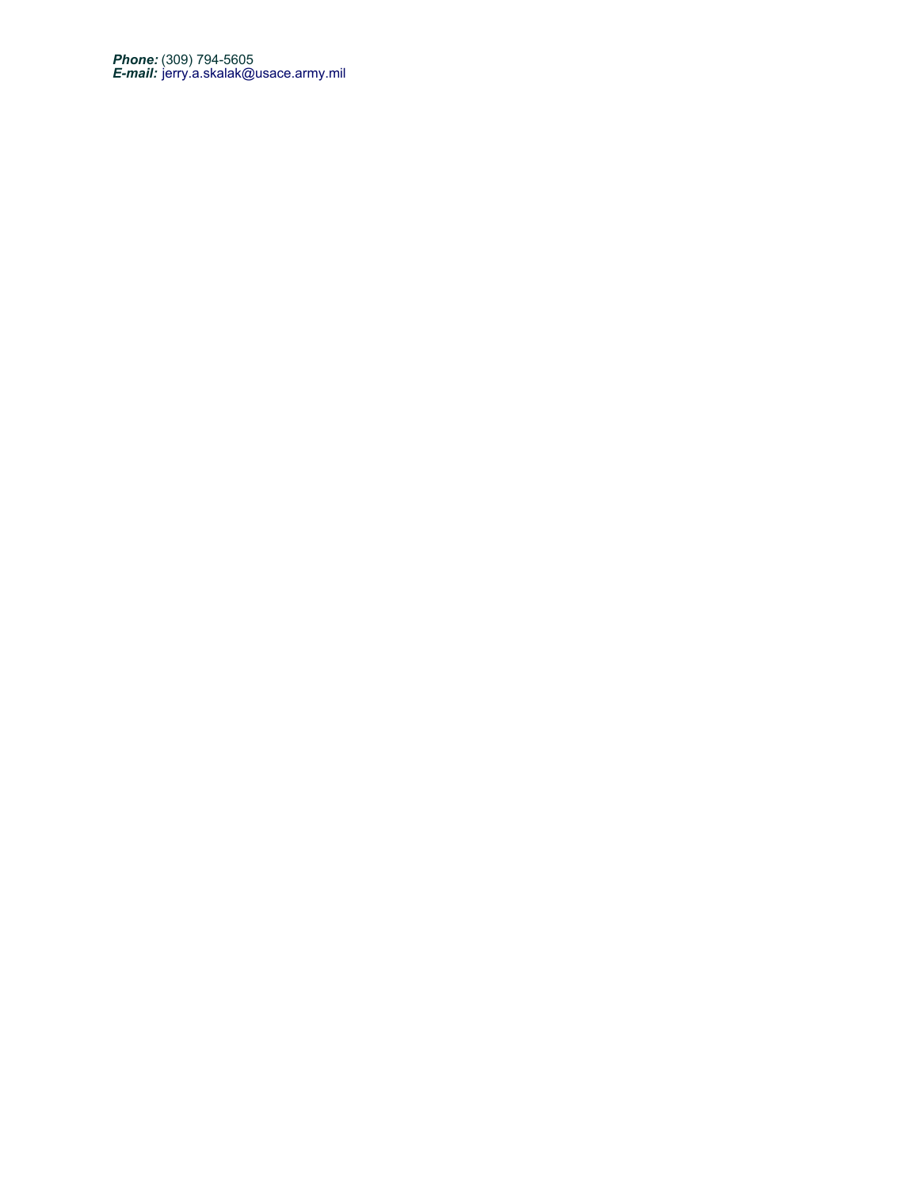***Phone:*** (309) 794-5605
***E-mail:*** jerry.a.skalak@usace.army.mil